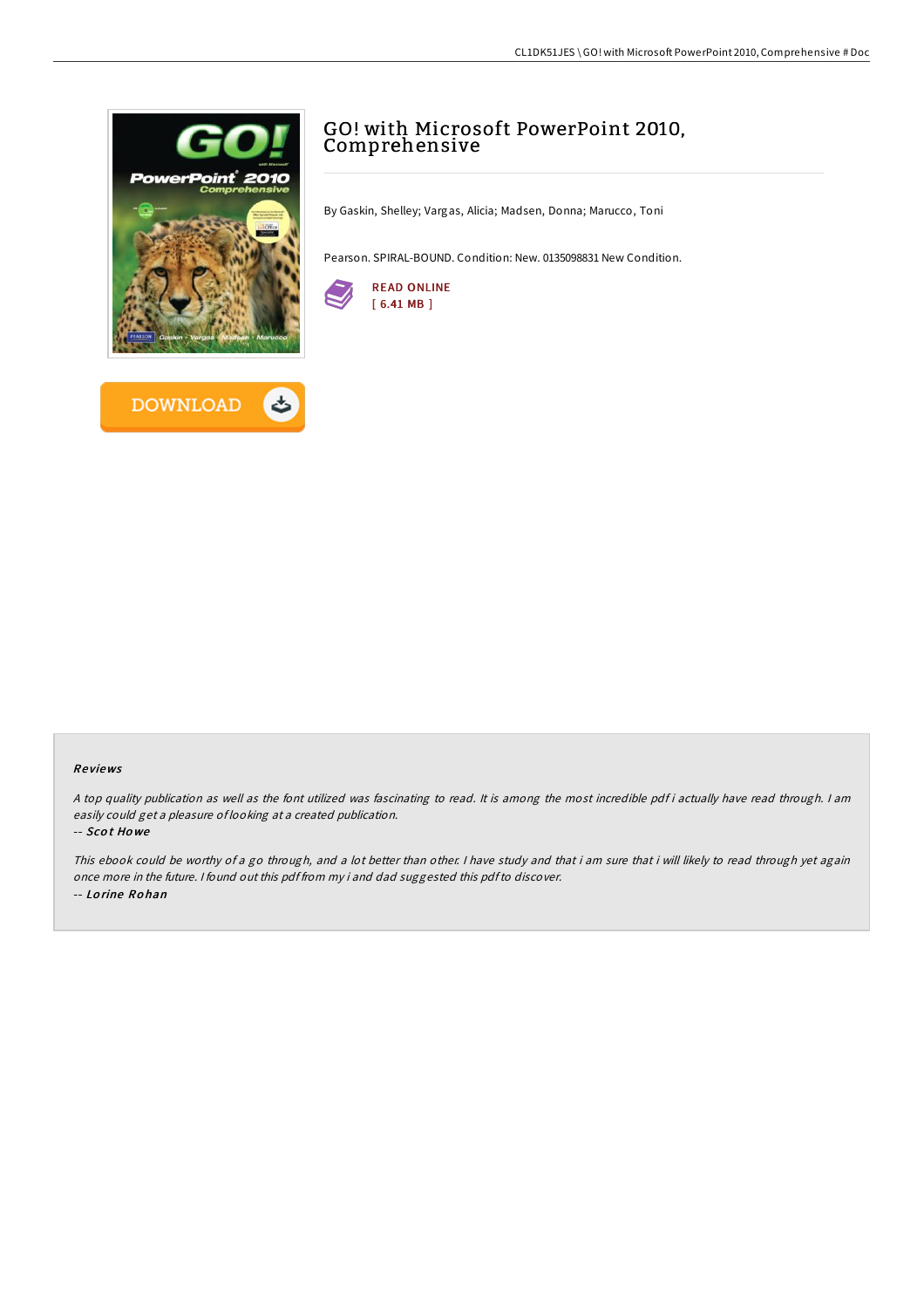# GO! with Microsoft PowerPoint 2010, Comprehensive

By Gaskin, Shelley; Vargas, Alicia; Madsen, Donna; Marucco, Toni

Pearson. SPIRAL-BOUND. Condition: New. 0135098831 New Condition.

READ ONLINE
[ 6.41 MB ]

DOWNLOAD

## Reviews

*A top quality publication as well as the font utilized was fascinating to read. It is among the most incredible pdf i actually have read through. I am easily could get a pleasure of looking at a created publication.*

-- *Scot Howe*

*This ebook could be worthy of a go through, and a lot better than other. I have study and that i am sure that i will likely to read through yet again once more in the future. I found out this pdf from my i and dad suggested this pdf to discover.*

-- *Lorine Rohan*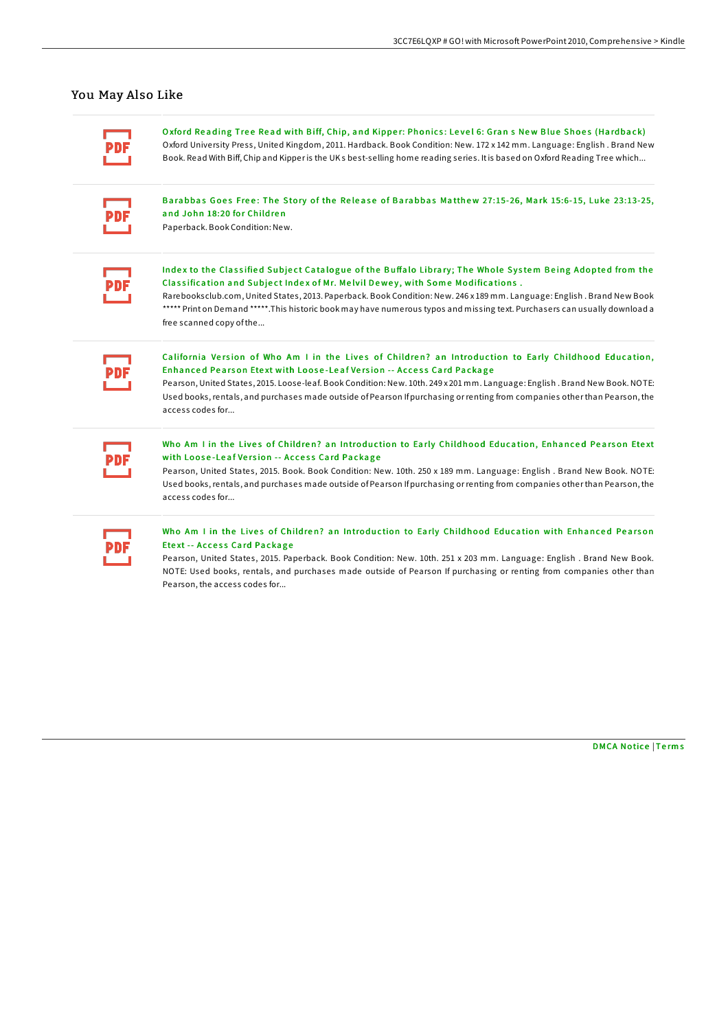## You May Also Like

**Oxford Reading Tree Read with Biff, Chip, and Kipper: Phonics: Level 6: Gran s New Blue Shoes (Hardback)**
Oxford University Press, United Kingdom, 2011. Hardback. Book Condition: New. 172 x 142 mm. Language: English . Brand New Book. Read With Biff, Chip and Kipper is the UK s best-selling home reading series. It is based on Oxford Reading Tree which...

**Barabbas Goes Free: The Story of the Release of Barabbas Matthew 27:15-26, Mark 15:6-15, Luke 23:13-25, and John 18:20 for Children**
Paperback. Book Condition: New.

**Index to the Classified Subject Catalogue of the Buffalo Library; The Whole System Being Adopted from the Classification and Subject Index of Mr. Melvil Dewey, with Some Modifications .**
Rarebooksclub.com, United States, 2013. Paperback. Book Condition: New. 246 x 189 mm. Language: English . Brand New Book ***** Print on Demand *****.This historic book may have numerous typos and missing text. Purchasers can usually download a free scanned copy of the...

**California Version of Who Am I in the Lives of Children? an Introduction to Early Childhood Education, Enhanced Pearson Etext with Loose-Leaf Version -- Access Card Package**
Pearson, United States, 2015. Loose-leaf. Book Condition: New. 10th. 249 x 201 mm. Language: English . Brand New Book. NOTE: Used books, rentals, and purchases made outside of Pearson If purchasing or renting from companies other than Pearson, the access codes for...

**Who Am I in the Lives of Children? an Introduction to Early Childhood Education, Enhanced Pearson Etext with Loose-Leaf Version -- Access Card Package**
Pearson, United States, 2015. Book. Book Condition: New. 10th. 250 x 189 mm. Language: English . Brand New Book. NOTE: Used books, rentals, and purchases made outside of Pearson If purchasing or renting from companies other than Pearson, the access codes for...

**Who Am I in the Lives of Children? an Introduction to Early Childhood Education with Enhanced Pearson Etext -- Access Card Package**
Pearson, United States, 2015. Paperback. Book Condition: New. 10th. 251 x 203 mm. Language: English . Brand New Book. NOTE: Used books, rentals, and purchases made outside of Pearson If purchasing or renting from companies other than Pearson, the access codes for...